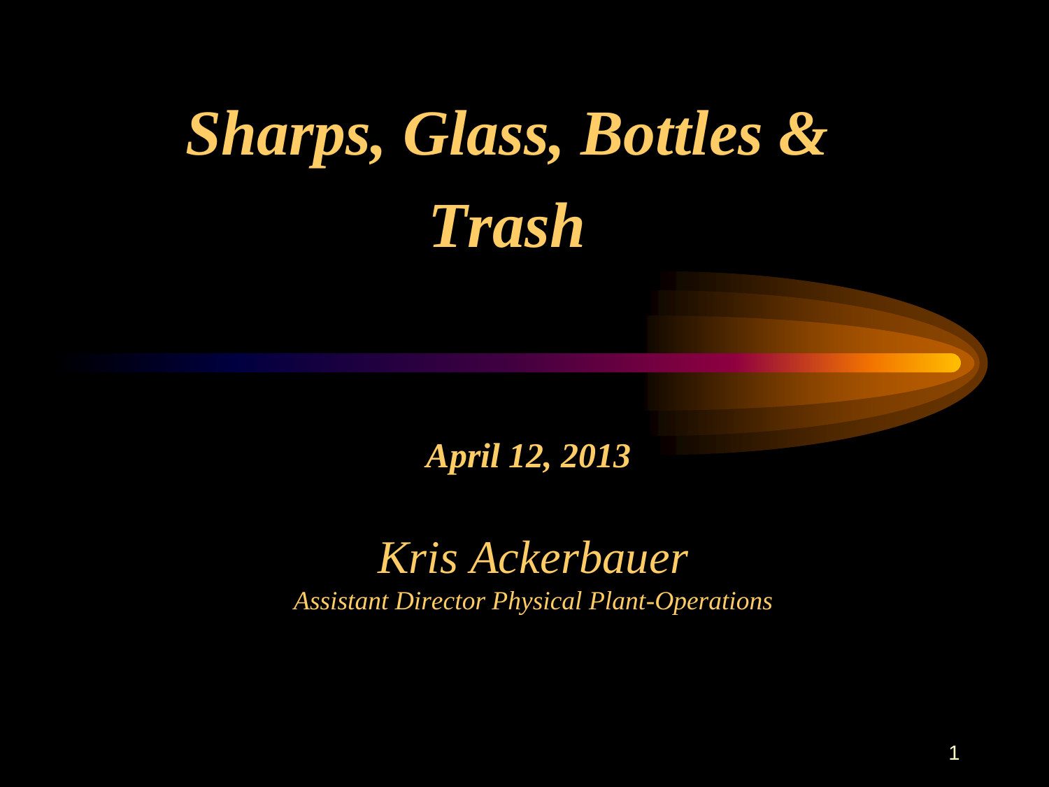# *Sharps, Glass, Bottles & Trash*

***April 12, 2013***

*Kris Ackerbauer*

*Assistant Director Physical Plant-Operations*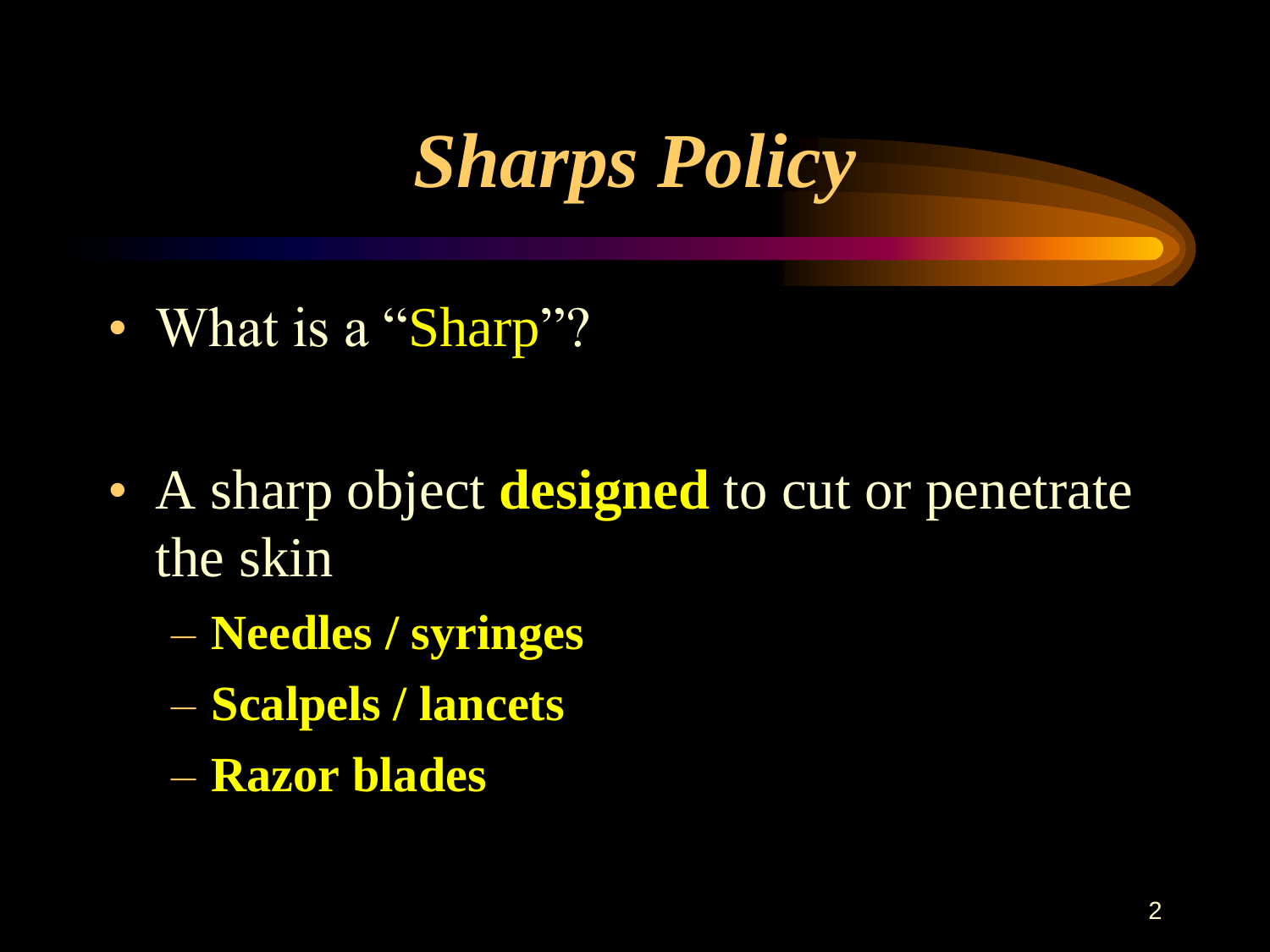# *Sharps Policy*

- What is a "Sharp"?

- A sharp object **designed** to cut or penetrate the skin
  - **Needles / syringes**
  - **Scalpels / lancets**
  - **Razor blades**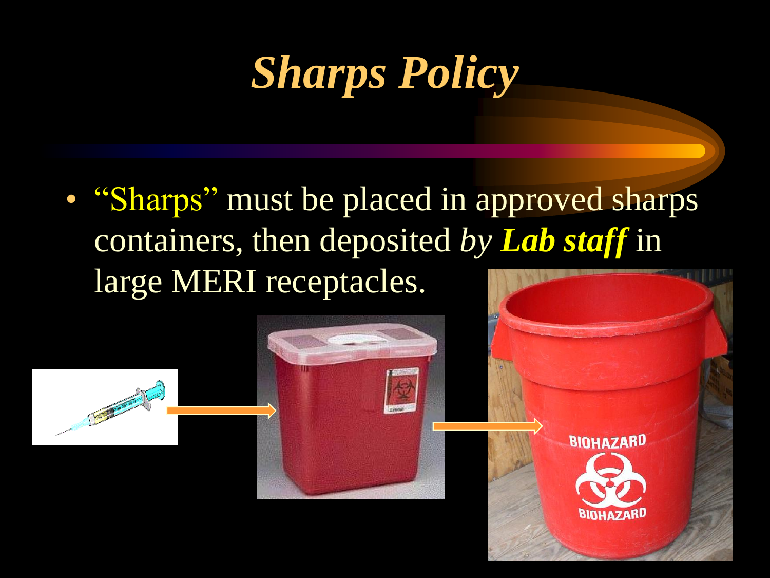# *Sharps Policy*

- "Sharps" must be placed in approved sharps containers, then deposited *by **Lab staff*** in large MERI receptacles.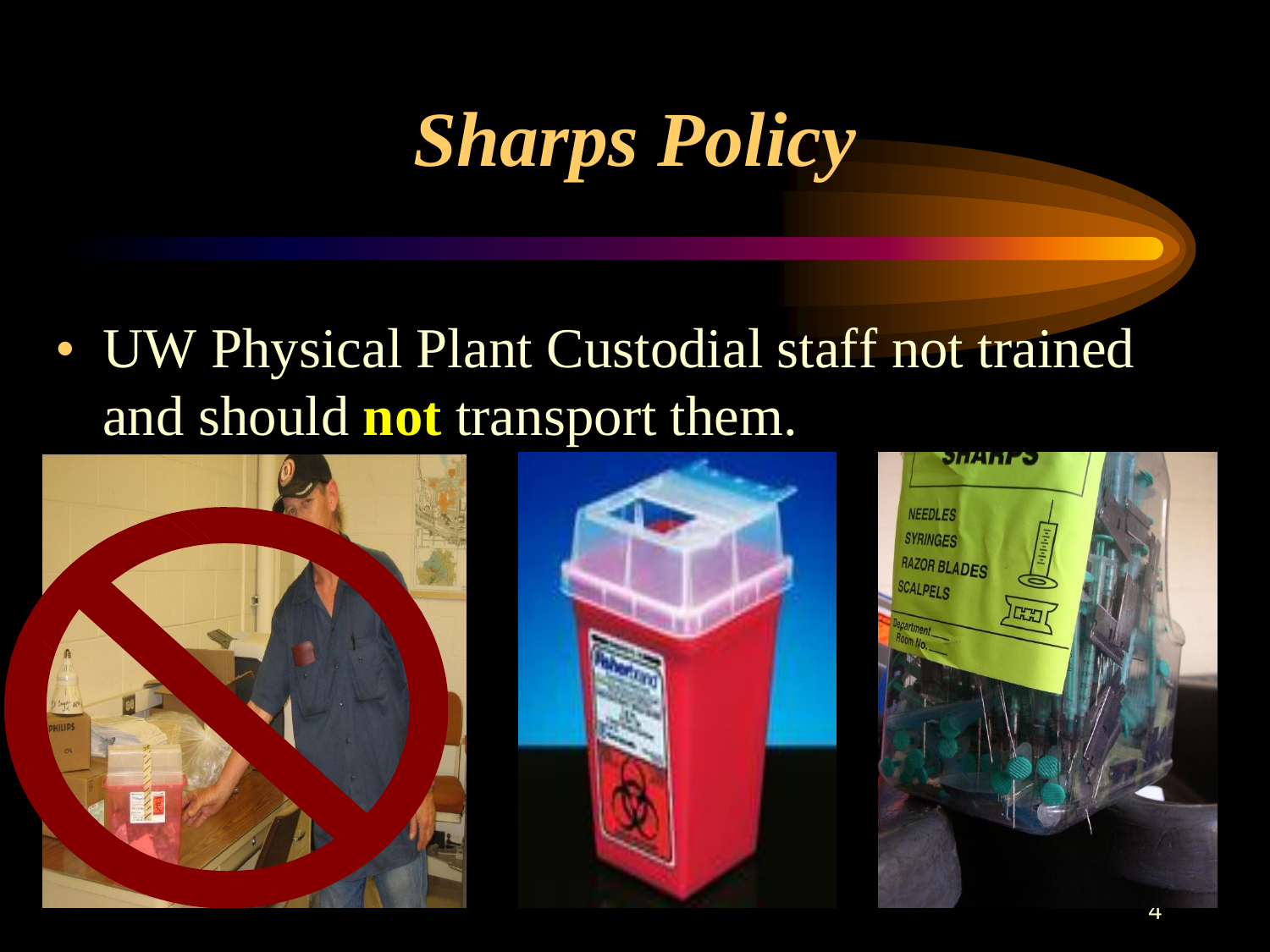# *Sharps Policy*

- UW Physical Plant Custodial staff not trained and should **not** transport them.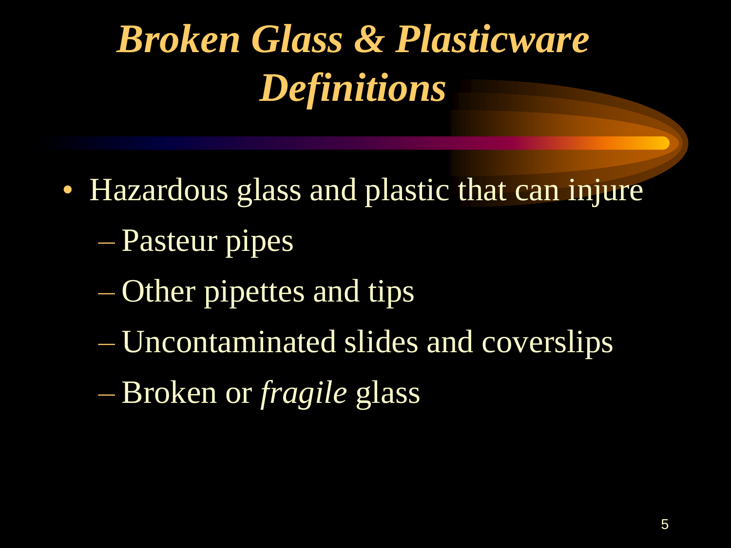# ***Broken Glass & Plasticware Definitions***

- Hazardous glass and plastic that can injure
  - Pasteur pipes
  - Other pipettes and tips
  - Uncontaminated slides and coverslips
  - Broken or *fragile* glass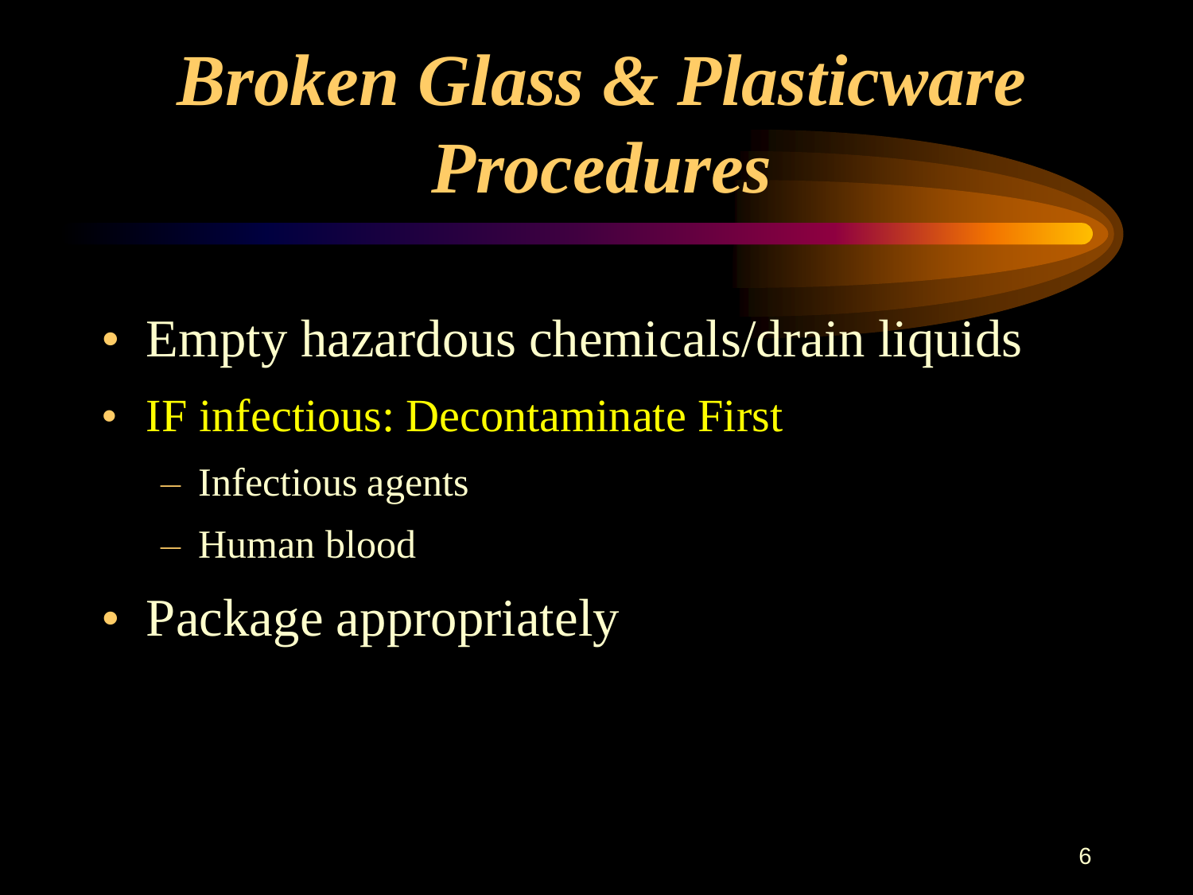# *Broken Glass & Plasticware Procedures*

- Empty hazardous chemicals/drain liquids
- IF infectious: Decontaminate First
  - Infectious agents
  - Human blood
- Package appropriately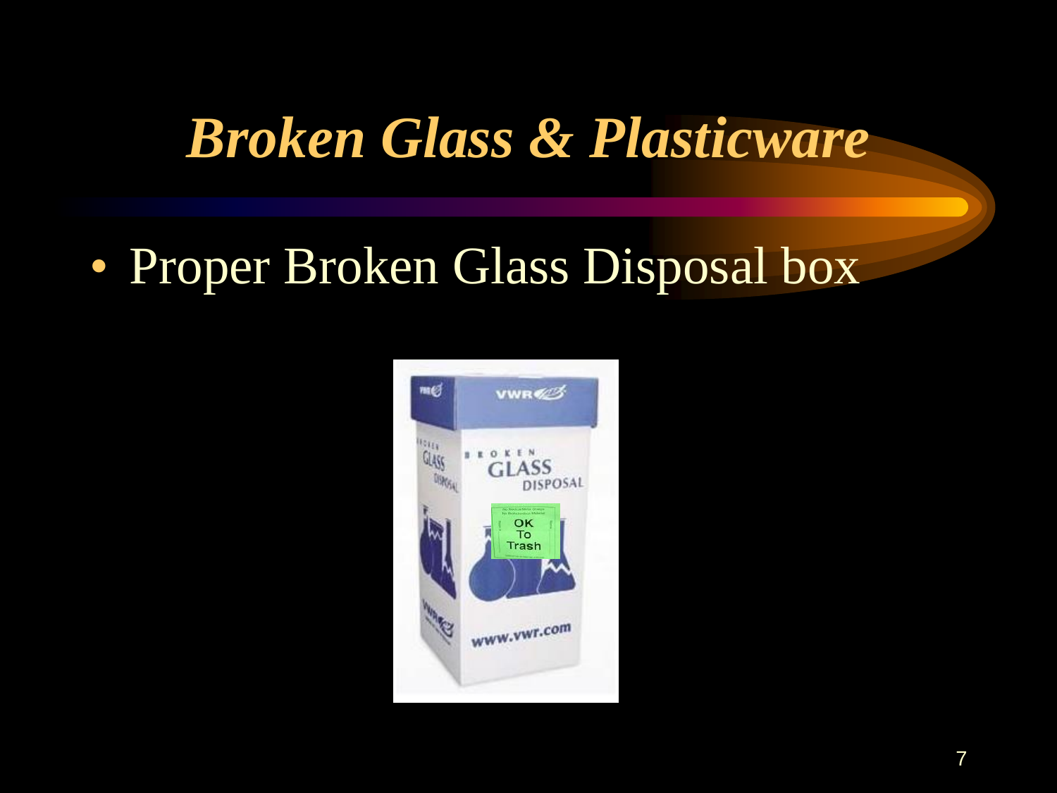# *Broken Glass & Plasticware*

- Proper Broken Glass Disposal box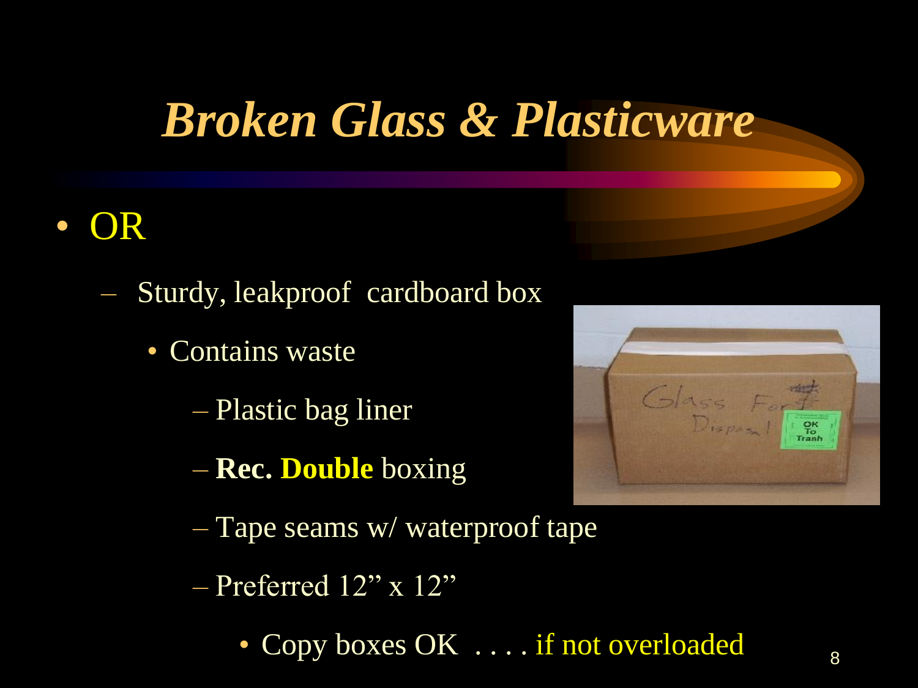# *Broken Glass & Plasticware*

- OR
  - Sturdy, leakproof cardboard box
    - Contains waste
      - Plastic bag liner
      - **Rec. Double** boxing
      - Tape seams w/ waterproof tape
      - Preferred 12” x 12”
        - Copy boxes OK . . . . if not overloaded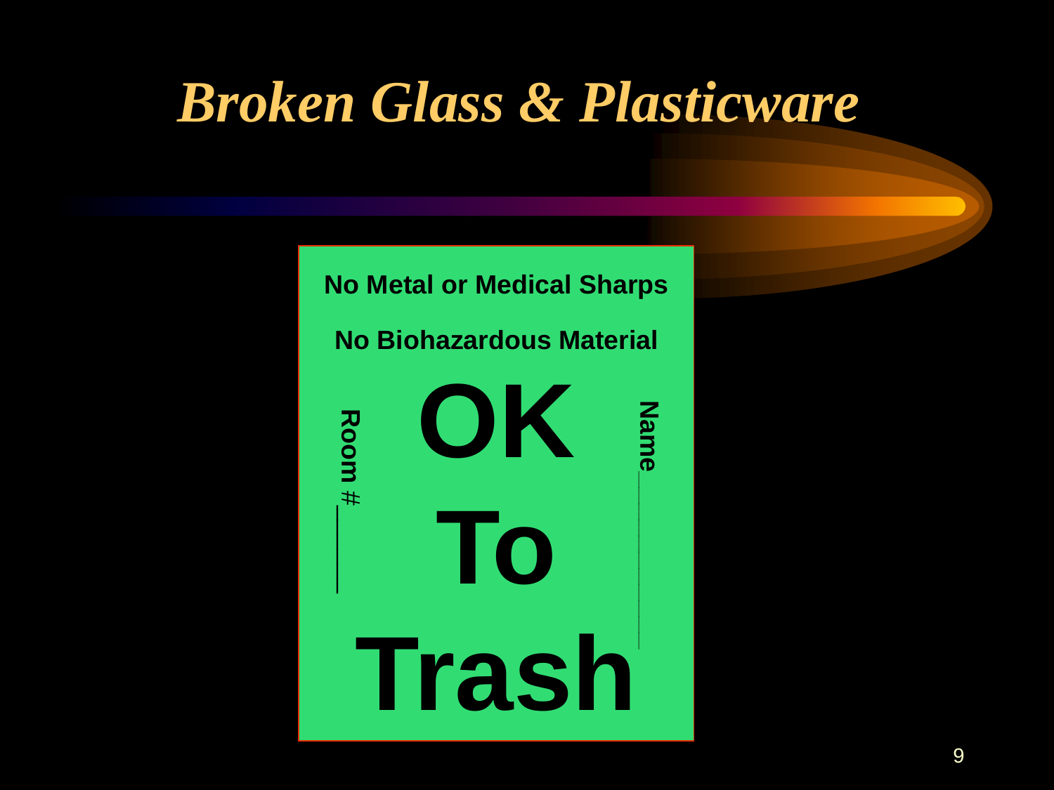# Broken Glass & Plasticware

**No Metal or Medical Sharps**

**No Biohazardous Material**

**OK To Trash**

**Room #** \_\_\_\_\_\_\_\_

**Name** \_\_\_\_\_\_\_\_\_\_\_\_\_\_\_\_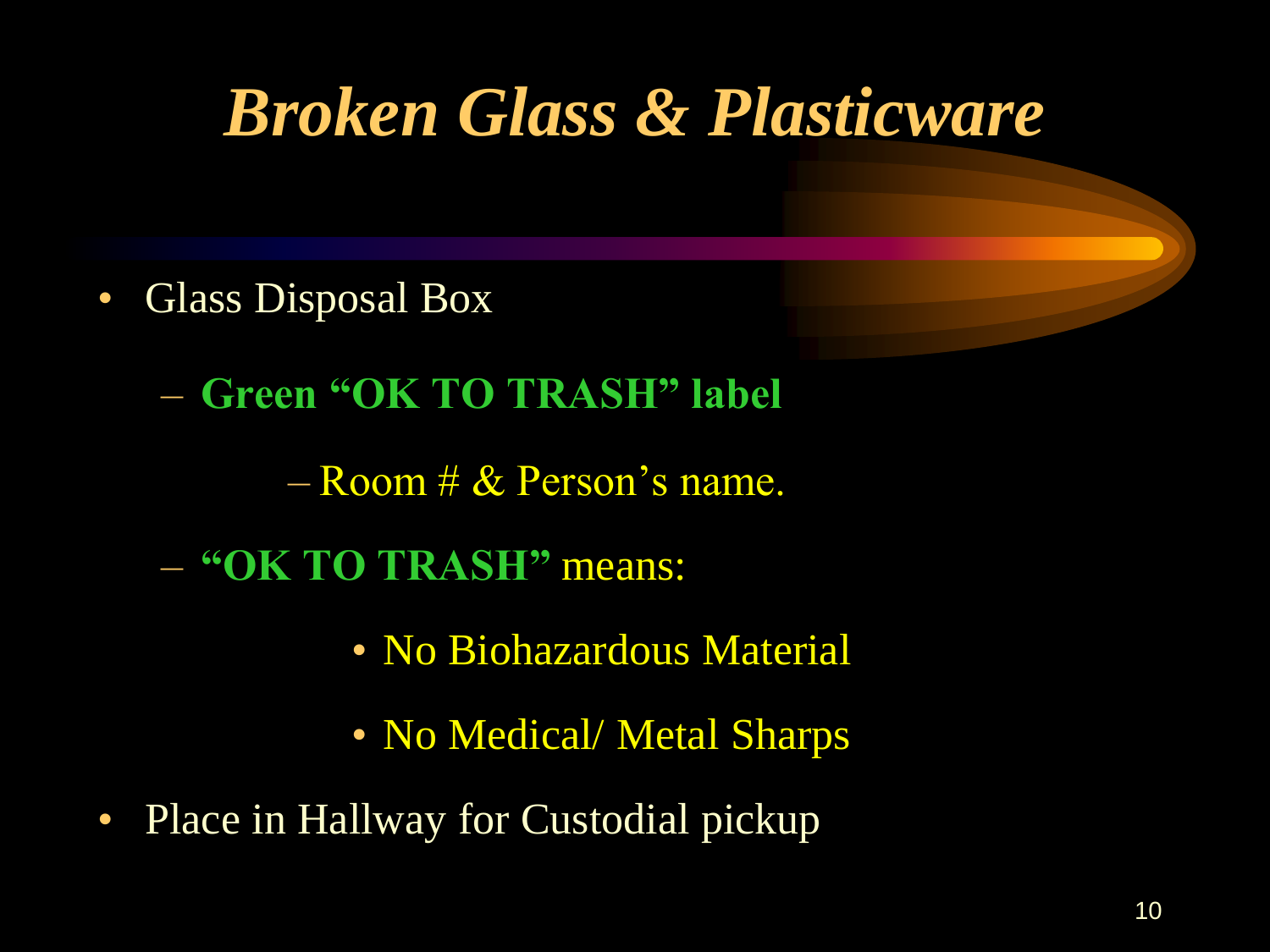# *Broken Glass & Plasticware*

- Glass Disposal Box
  - **Green "OK TO TRASH" label**
    - Room # & Person's name.
  - **"OK TO TRASH"** means:
    - No Biohazardous Material
    - No Medical/ Metal Sharps
- Place in Hallway for Custodial pickup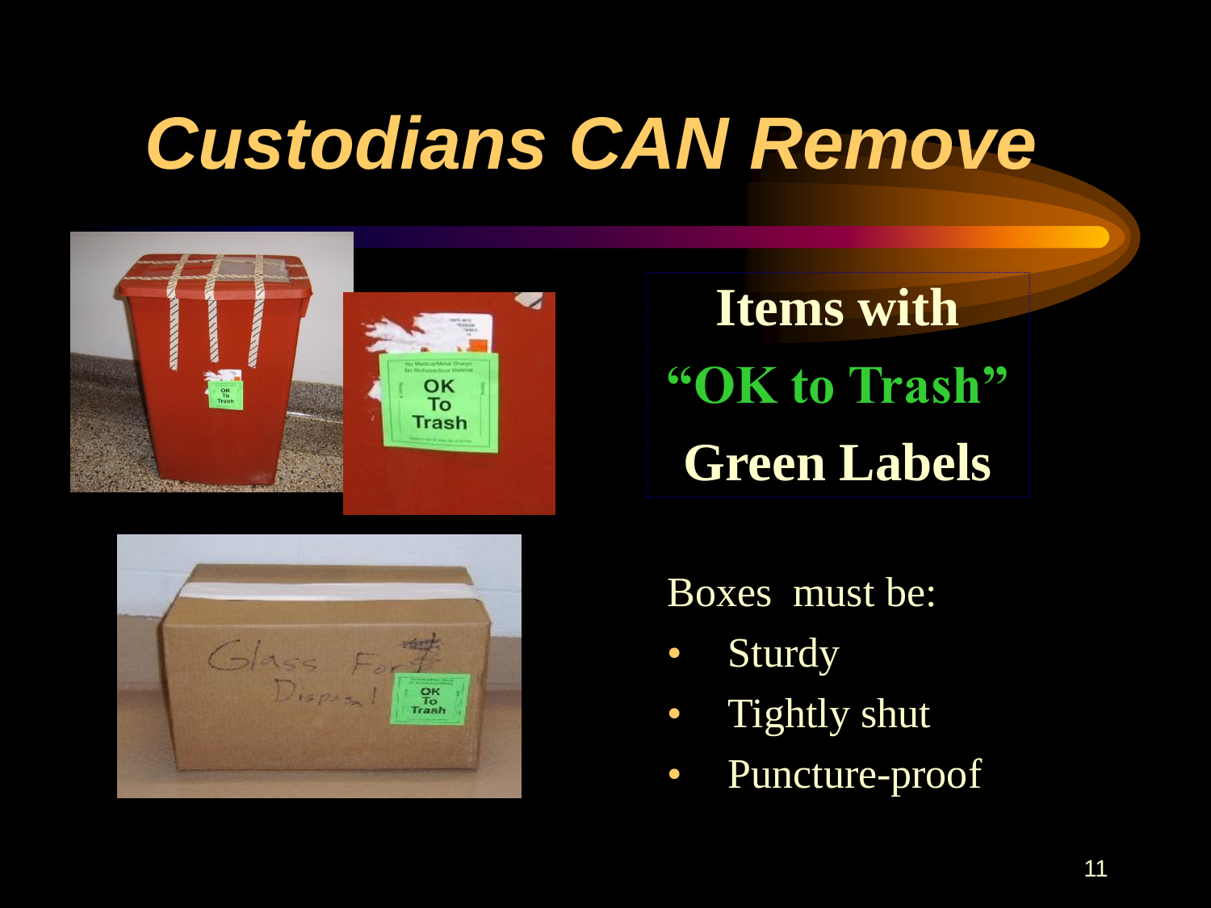# *Custodians CAN Remove*

**Items with**

**"OK to Trash"**

**Green Labels**

Boxes must be:

- Sturdy
- Tightly shut
- Puncture-proof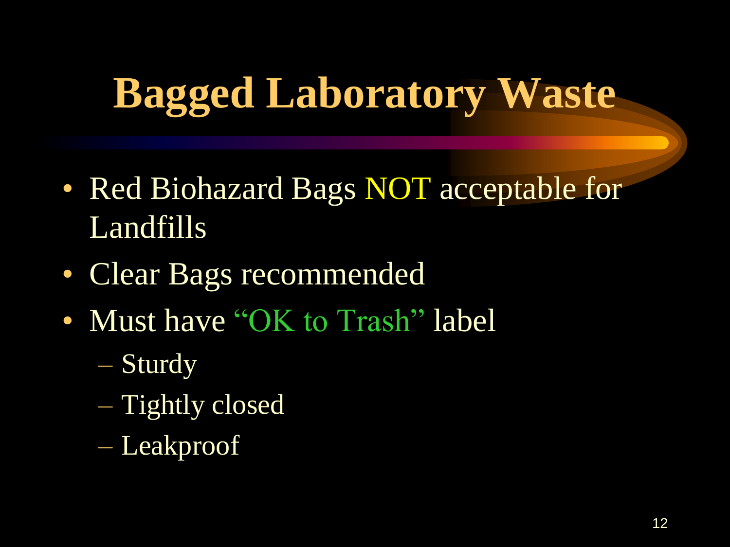# Bagged Laboratory Waste

- Red Biohazard Bags NOT acceptable for Landfills
- Clear Bags recommended
- Must have "OK to Trash" label
  - Sturdy
  - Tightly closed
  - Leakproof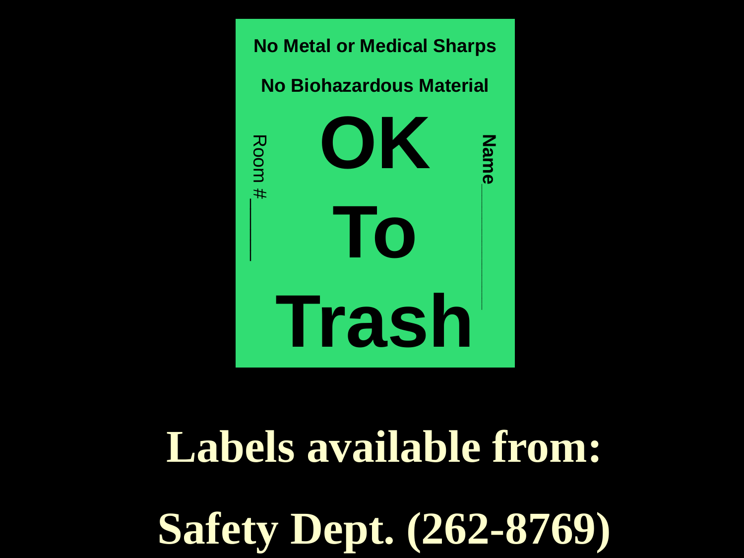No Metal or Medical Sharps

No Biohazardous Material

Room #\_\_\_\_\_\_

# OK To Trash

Name\_\_\_\_\_\_\_\_\_\_

# Labels available from:

# Safety Dept. (262-8769)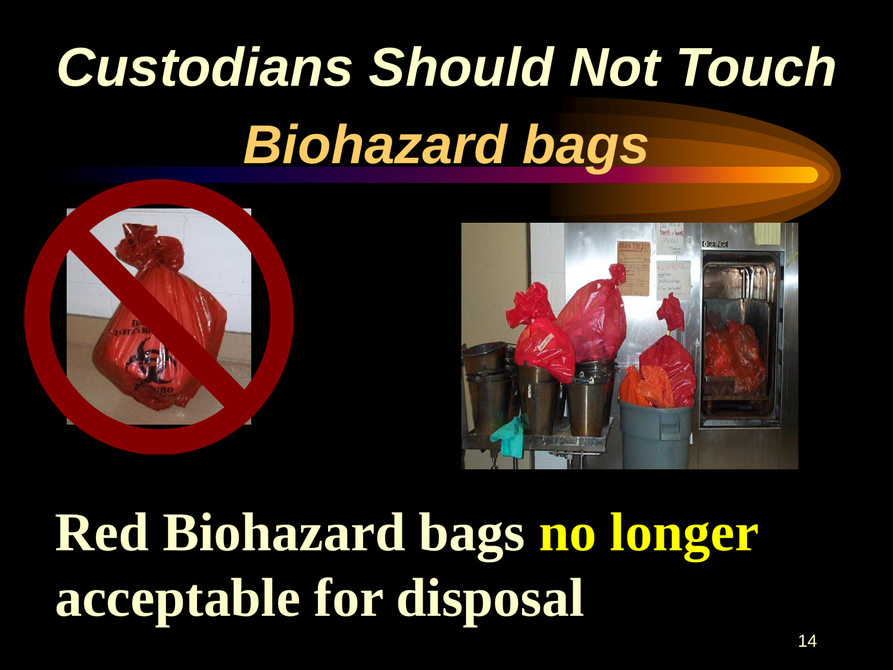# Custodians Should Not Touch *Biohazard bags*

**Red Biohazard bags no longer acceptable for disposal**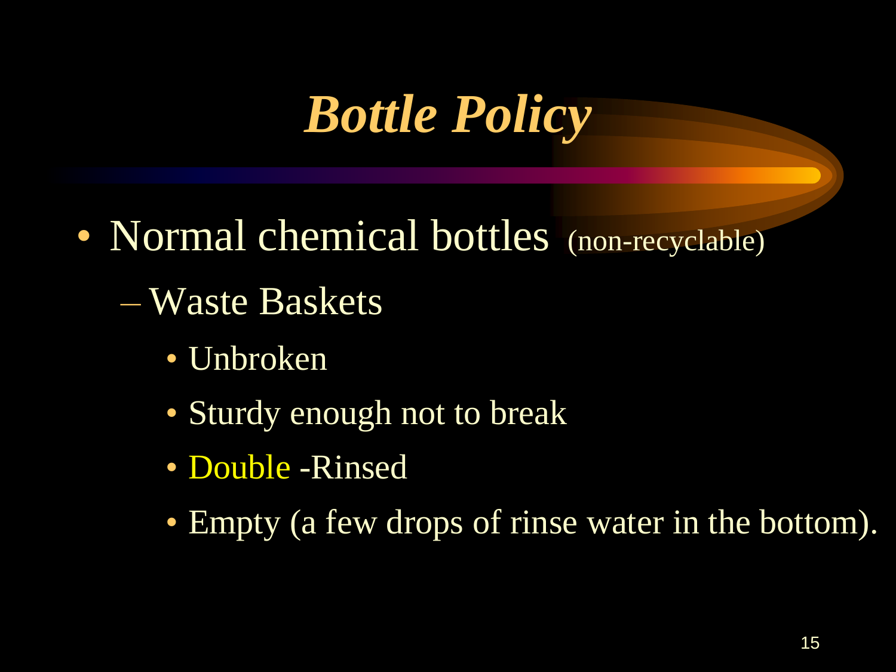# *Bottle Policy*

- Normal chemical bottles (non-recyclable)
  - Waste Baskets
    - Unbroken
    - Sturdy enough not to break
    - Double -Rinsed
    - Empty (a few drops of rinse water in the bottom).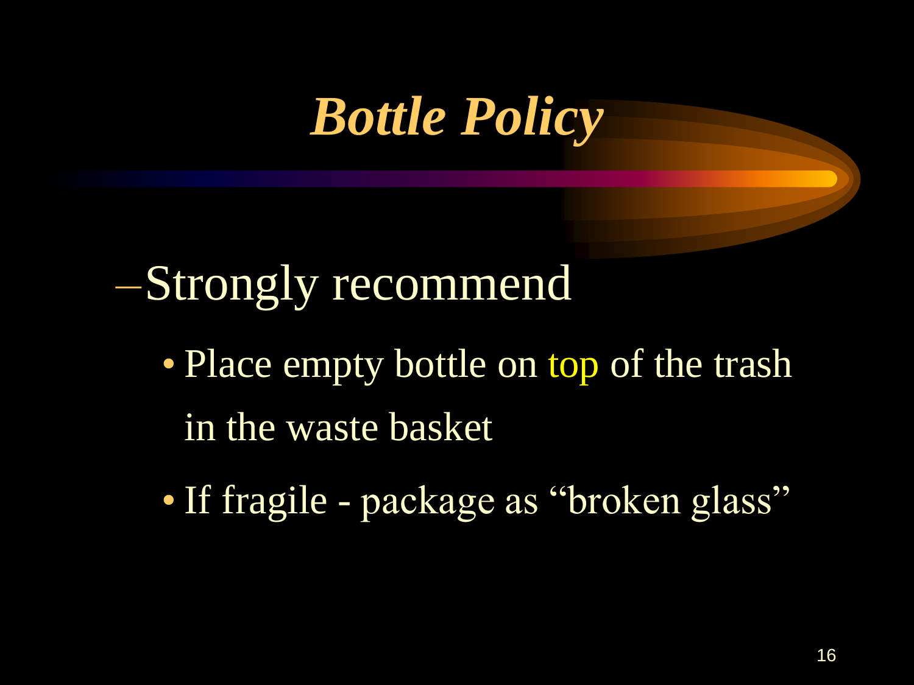# *Bottle Policy*

- Strongly recommend
  - Place empty bottle on top of the trash in the waste basket
  - If fragile - package as "broken glass"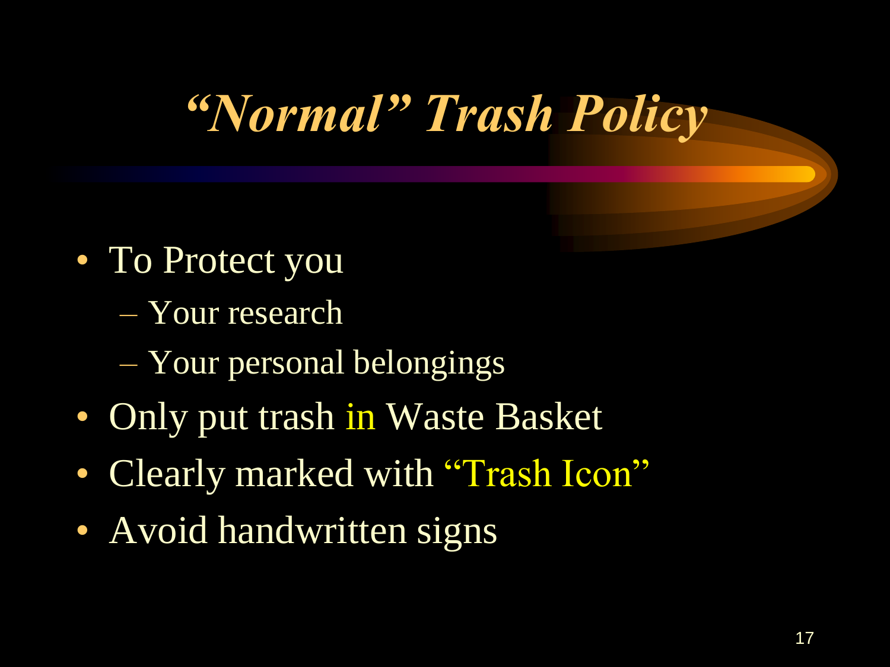# *“Normal” Trash Policy*

- To Protect you
  - Your research
  - Your personal belongings
- Only put trash in Waste Basket
- Clearly marked with “Trash Icon”
- Avoid handwritten signs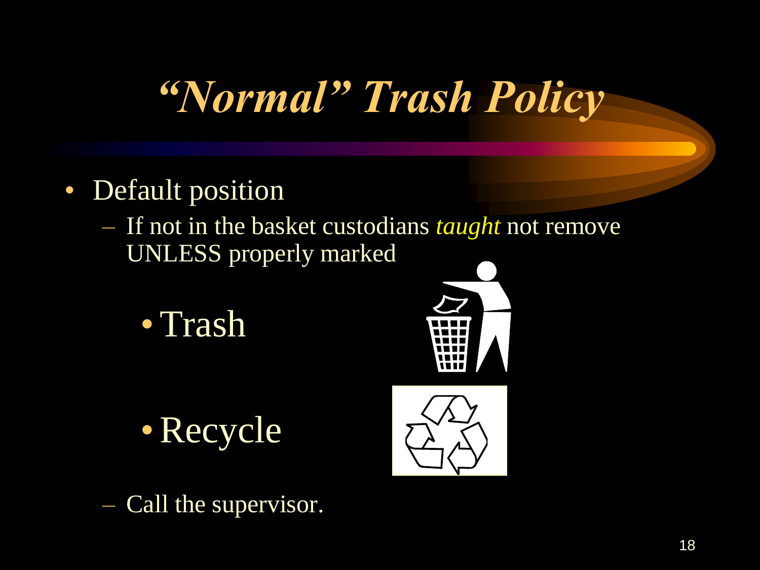# *"Normal" Trash Policy*

- Default position
  - If not in the basket custodians *taught* not remove UNLESS properly marked
    - Trash
    - Recycle
  - Call the supervisor.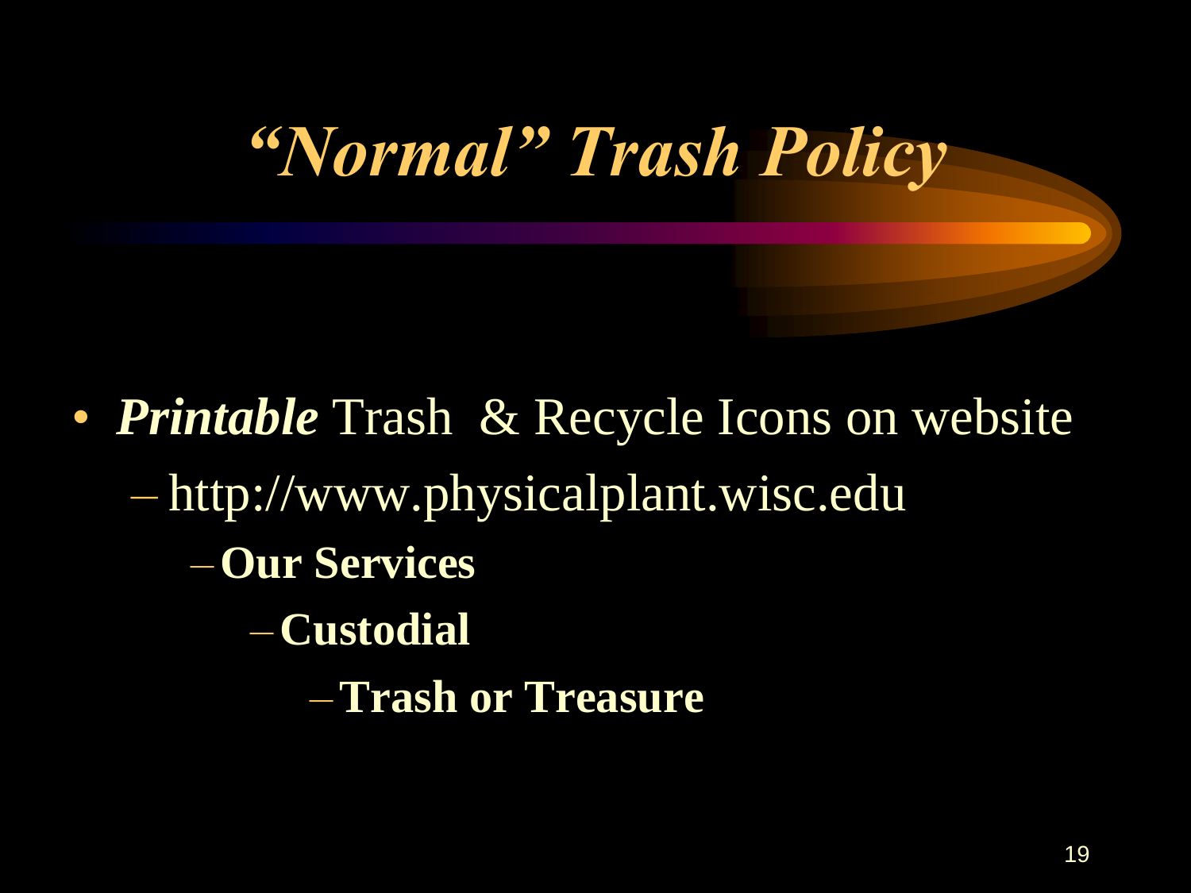# *"Normal" Trash Policy*

- ***Printable*** Trash & Recycle Icons on website
  - http://www.physicalplant.wisc.edu
    - **Our Services**
      - **Custodial**
        - **Trash or Treasure**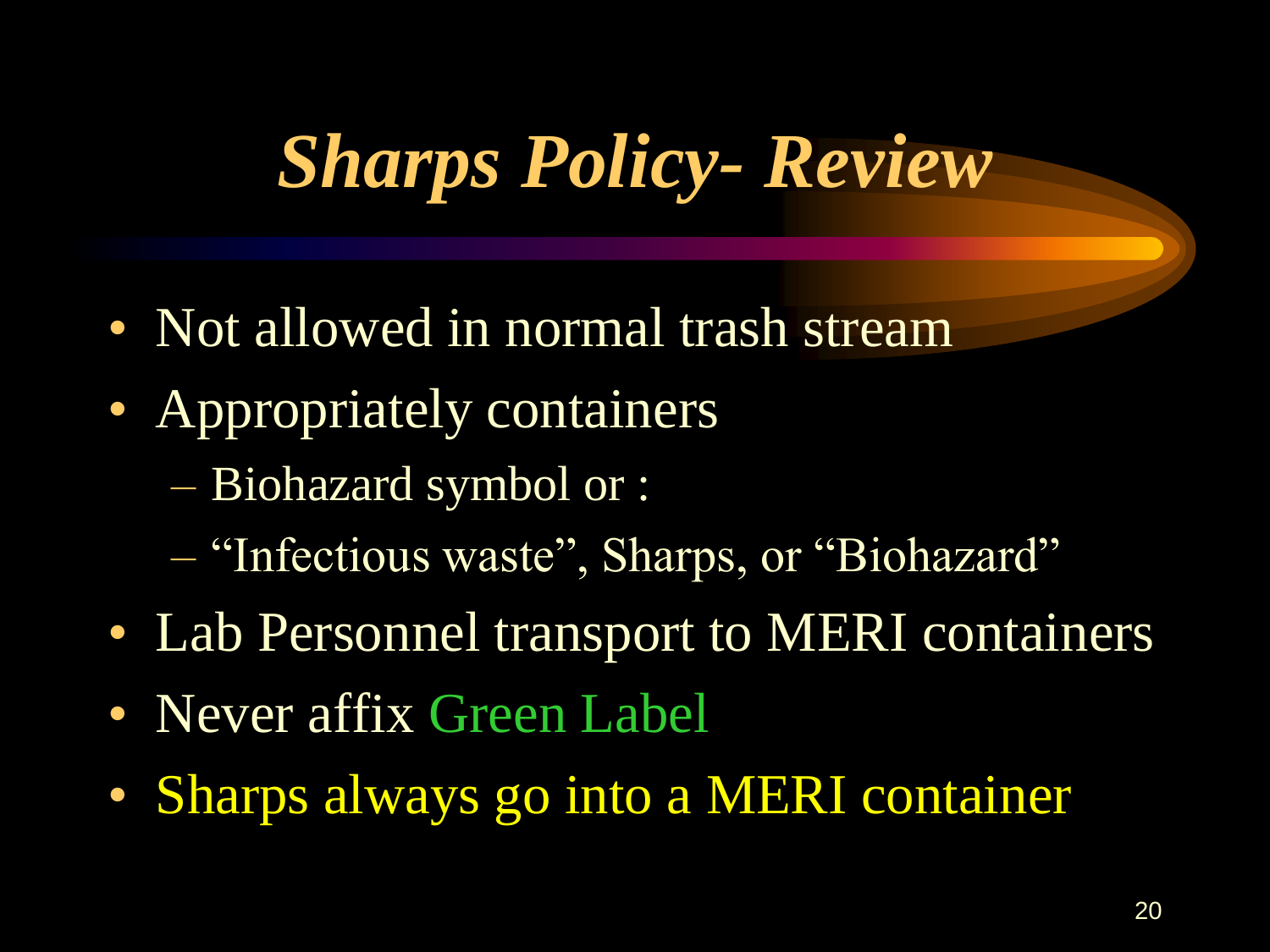# *Sharps Policy- Review*

- Not allowed in normal trash stream
- Appropriately containers
  - Biohazard symbol or :
  - "Infectious waste", Sharps, or "Biohazard"
- Lab Personnel transport to MERI containers
- Never affix Green Label
- Sharps always go into a MERI container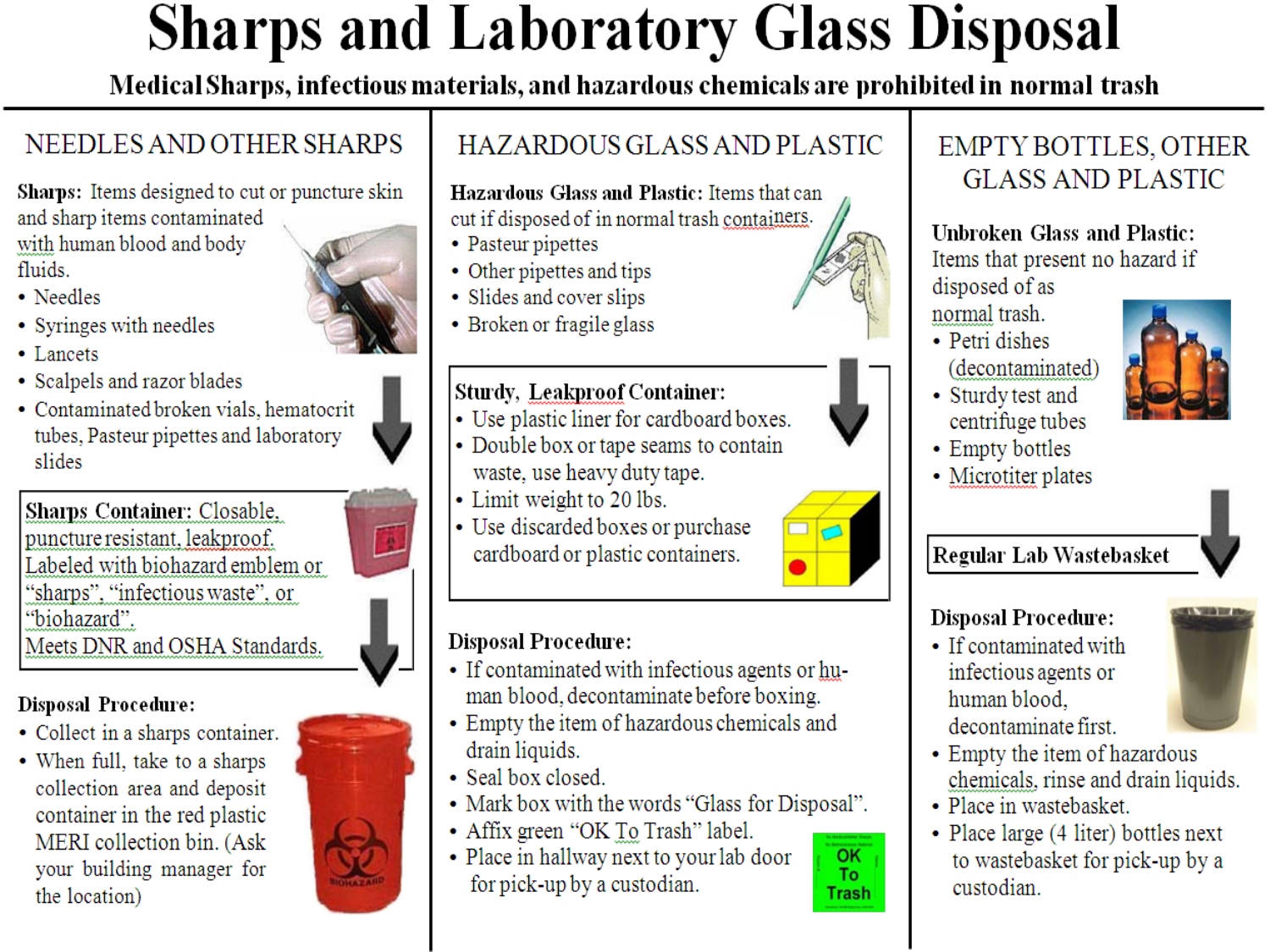# Sharps and Laboratory Glass Disposal

**Medical Sharps, infectious materials, and hazardous chemicals are prohibited in normal trash**

## NEEDLES AND OTHER SHARPS

**Sharps:** Items designed to cut or puncture skin and sharp items contaminated with human blood and body fluids.

- Needles
- Syringes with needles
- Lancets
- Scalpels and razor blades
- Contaminated broken vials, hematocrit tubes, Pasteur pipettes and laboratory slides

**Sharps Container:** Closable, puncture resistant, leakproof. Labeled with biohazard emblem or "sharps", "infectious waste", or "biohazard". Meets DNR and OSHA Standards.

**Disposal Procedure:**

- Collect in a sharps container.
- When full, take to a sharps collection area and deposit container in the red plastic MERI collection bin. (Ask your building manager for the location)

## HAZARDOUS GLASS AND PLASTIC

**Hazardous Glass and Plastic:** Items that can cut if disposed of in normal trash containers.

- Pasteur pipettes
- Other pipettes and tips
- Slides and cover slips
- Broken or fragile glass

**Sturdy, Leakproof Container:**

- Use plastic liner for cardboard boxes.
- Double box or tape seams to contain waste, use heavy duty tape.
- Limit weight to 20 lbs.
- Use discarded boxes or purchase cardboard or plastic containers.

**Disposal Procedure:**

- If contaminated with infectious agents or human blood, decontaminate before boxing.
- Empty the item of hazardous chemicals and drain liquids.
- Seal box closed.
- Mark box with the words "Glass for Disposal".
- Affix green "OK To Trash" label.
- Place in hallway next to your lab door for pick-up by a custodian.

OK To Trash

## EMPTY BOTTLES, OTHER GLASS AND PLASTIC

**Unbroken Glass and Plastic:** Items that present no hazard if disposed of as normal trash.

- Petri dishes (decontaminated)
- Sturdy test and centrifuge tubes
- Empty bottles
- Microtiter plates

**Regular Lab Wastebasket**

**Disposal Procedure:**

- If contaminated with infectious agents or human blood, decontaminate first.
- Empty the item of hazardous chemicals, rinse and drain liquids.
- Place in wastebasket.
- Place large (4 liter) bottles next to wastebasket for pick-up by a custodian.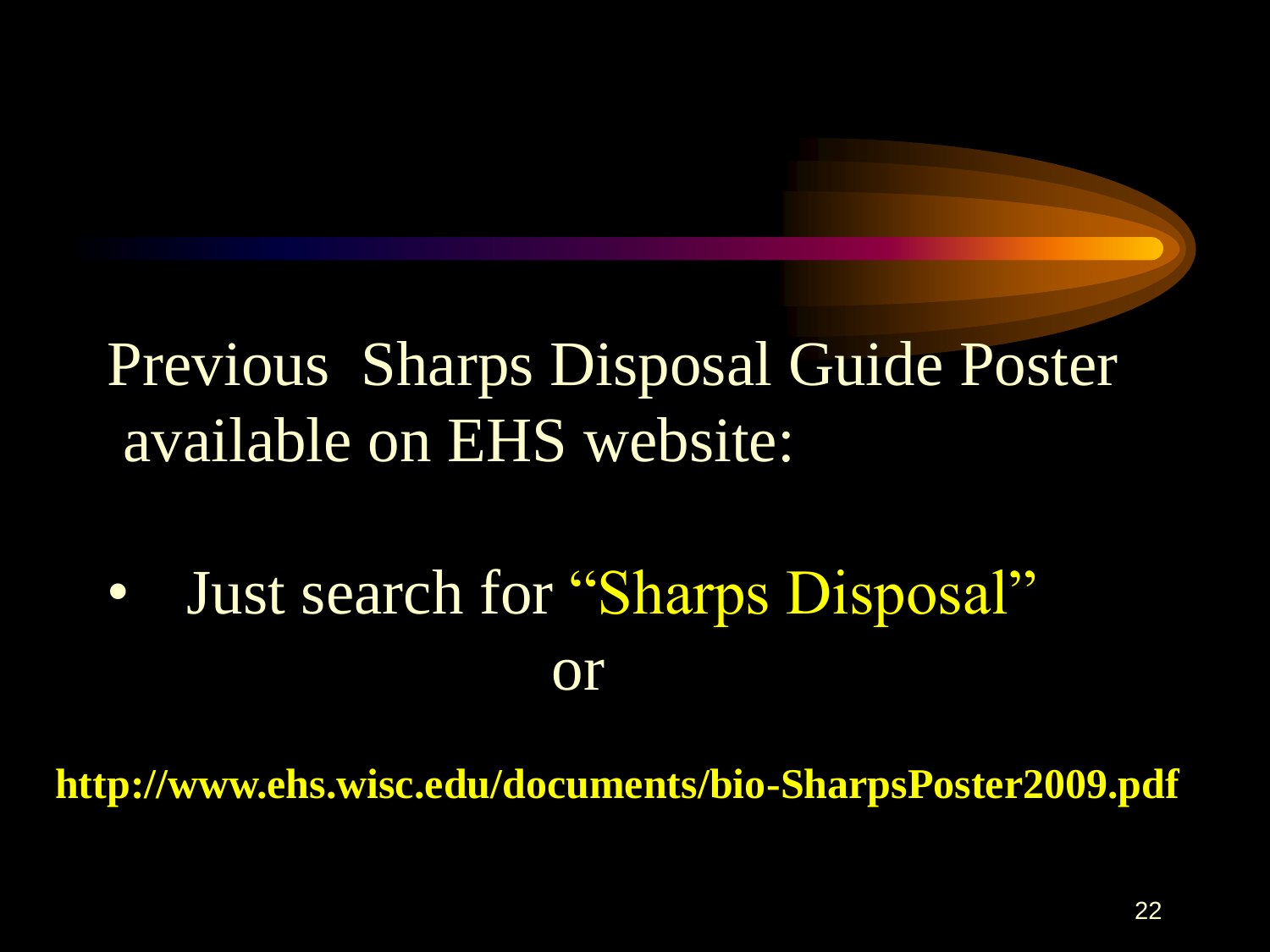# Previous Sharps Disposal Guide Poster available on EHS website:

- Just search for "Sharps Disposal"

or

**http://www.ehs.wisc.edu/documents/bio-SharpsPoster2009.pdf**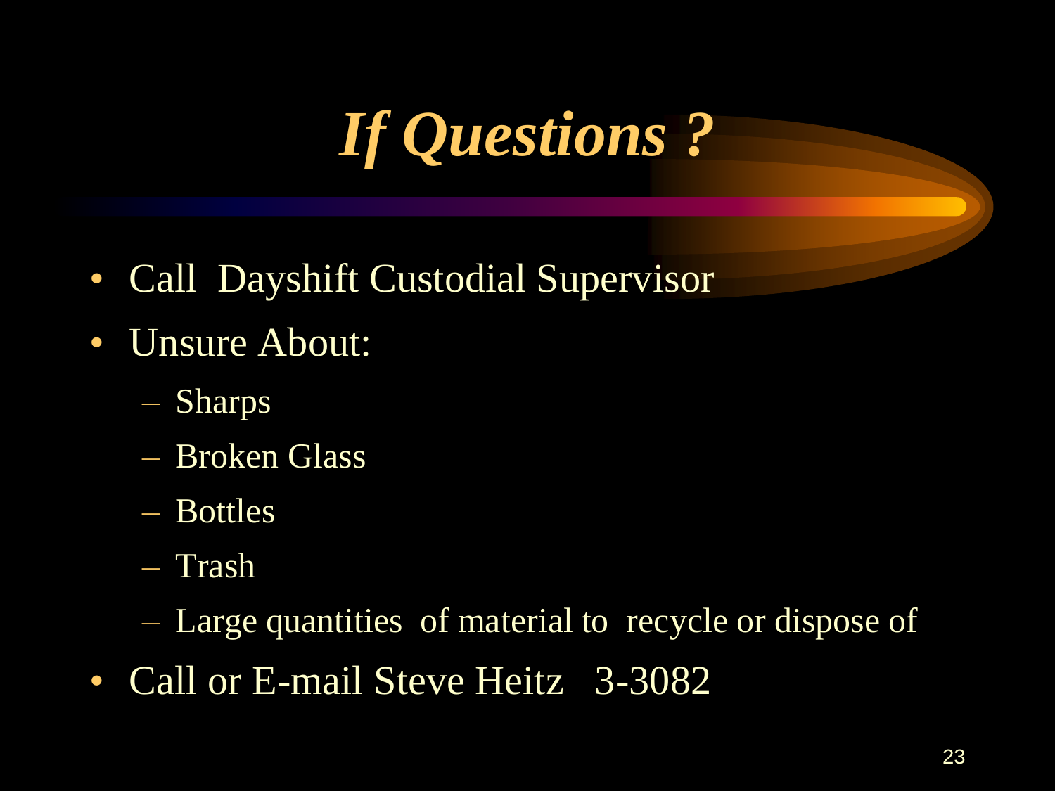# *If Questions ?*

- Call  Dayshift Custodial Supervisor
- Unsure About:
  - Sharps
  - Broken Glass
  - Bottles
  - Trash
  - Large quantities  of material to  recycle or dispose of
- Call or E-mail Steve Heitz   3-3082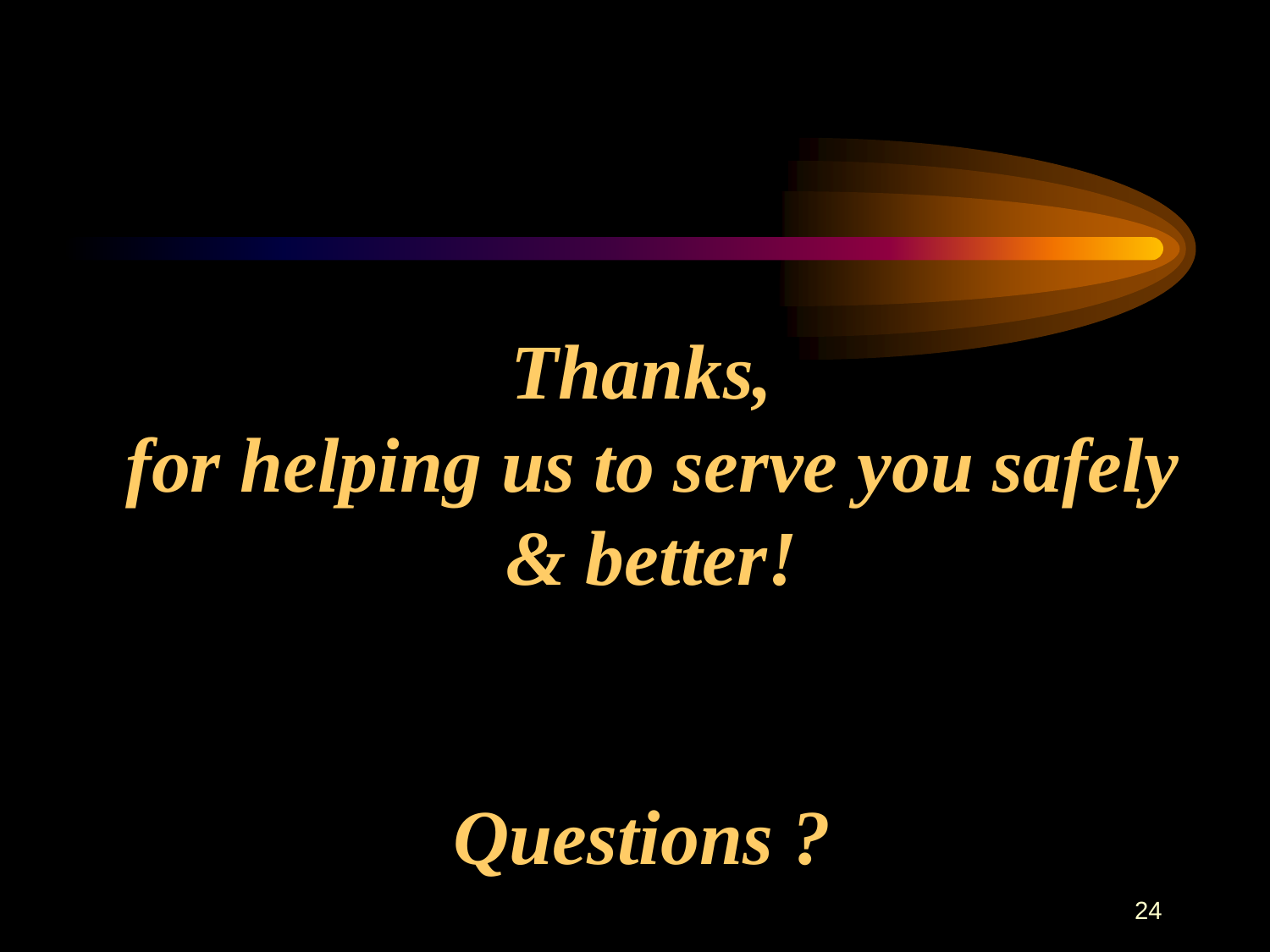***Thanks,***
***for helping us to serve you safely & better!***

***Questions ?***